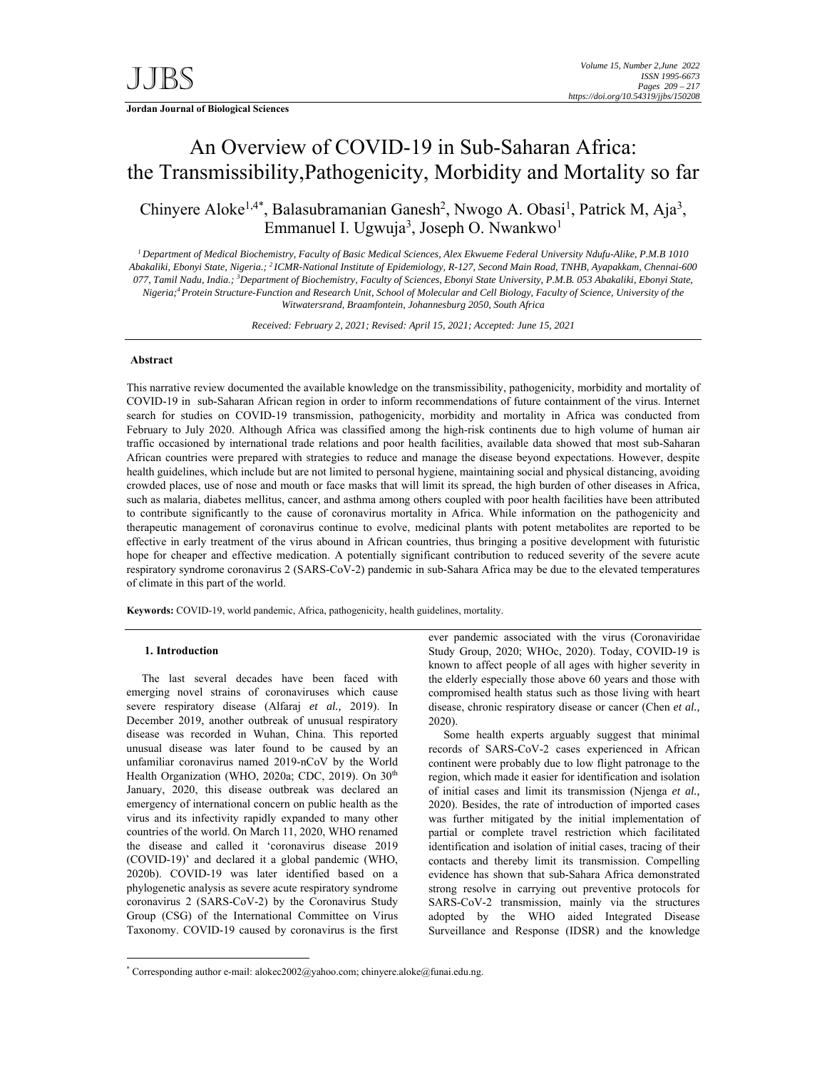# An Overview of COVID-19 in Sub-Saharan Africa: the Transmissibility,Pathogenicity, Morbidity and Mortality so far

Chinyere Aloke[1,4*], Balasubramanian Ganesh[2], Nwogo A. Obasi[1], Patrick M, Aja[3], Emmanuel I. Ugwuja[3], Joseph O. Nwankwo[1]

*[1] Department of Medical Biochemistry, Faculty of Basic Medical Sciences, Alex Ekwueme Federal University Ndufu-Alike, P.M.B 1010 Abakaliki, Ebonyi State, Nigeria.; [2] ICMR-National Institute of Epidemiology, R-127, Second Main Road, TNHB, Ayapakkam, Chennai-600 077, Tamil Nadu, India.; [3] Department of Biochemistry, Faculty of Sciences, Ebonyi State University, P.M.B. 053 Abakaliki, Ebonyi State, Nigeria;[4] Protein Structure-Function and Research Unit, School of Molecular and Cell Biology, Faculty of Science, University of the Witwatersrand, Braamfontein, Johannesburg 2050, South Africa*

*Received: February 2, 2021; Revised: April 15, 2021; Accepted: June 15, 2021*

## Abstract

This narrative review documented the available knowledge on the transmissibility, pathogenicity, morbidity and mortality of COVID-19 in sub-Saharan African region in order to inform recommendations of future containment of the virus. Internet search for studies on COVID-19 transmission, pathogenicity, morbidity and mortality in Africa was conducted from February to July 2020. Although Africa was classified among the high-risk continents due to high volume of human air traffic occasioned by international trade relations and poor health facilities, available data showed that most sub-Saharan African countries were prepared with strategies to reduce and manage the disease beyond expectations. However, despite health guidelines, which include but are not limited to personal hygiene, maintaining social and physical distancing, avoiding crowded places, use of nose and mouth or face masks that will limit its spread, the high burden of other diseases in Africa, such as malaria, diabetes mellitus, cancer, and asthma among others coupled with poor health facilities have been attributed to contribute significantly to the cause of coronavirus mortality in Africa. While information on the pathogenicity and therapeutic management of coronavirus continue to evolve, medicinal plants with potent metabolites are reported to be effective in early treatment of the virus abound in African countries, thus bringing a positive development with futuristic hope for cheaper and effective medication. A potentially significant contribution to reduced severity of the severe acute respiratory syndrome coronavirus 2 (SARS-CoV-2) pandemic in sub-Sahara Africa may be due to the elevated temperatures of climate in this part of the world.

**Keywords:** COVID-19, world pandemic, Africa, pathogenicity, health guidelines, mortality.

## 1. Introduction

The last several decades have been faced with emerging novel strains of coronaviruses which cause severe respiratory disease (Alfaraj *et al.,* 2019). In December 2019, another outbreak of unusual respiratory disease was recorded in Wuhan, China. This reported unusual disease was later found to be caused by an unfamiliar coronavirus named 2019-nCoV by the World Health Organization (WHO, 2020a; CDC, 2019). On 30th January, 2020, this disease outbreak was declared an emergency of international concern on public health as the virus and its infectivity rapidly expanded to many other countries of the world. On March 11, 2020, WHO renamed the disease and called it 'coronavirus disease 2019 (COVID-19)' and declared it a global pandemic (WHO, 2020b). COVID-19 was later identified based on a phylogenetic analysis as severe acute respiratory syndrome coronavirus 2 (SARS-CoV-2) by the Coronavirus Study Group (CSG) of the International Committee on Virus Taxonomy. COVID-19 caused by coronavirus is the first ever pandemic associated with the virus (Coronaviridae Study Group, 2020; WHOc, 2020). Today, COVID-19 is known to affect people of all ages with higher severity in the elderly especially those above 60 years and those with compromised health status such as those living with heart disease, chronic respiratory disease or cancer (Chen *et al.,* 2020).

Some health experts arguably suggest that minimal records of SARS-CoV-2 cases experienced in African continent were probably due to low flight patronage to the region, which made it easier for identification and isolation of initial cases and limit its transmission (Njenga *et al.,* 2020). Besides, the rate of introduction of imported cases was further mitigated by the initial implementation of partial or complete travel restriction which facilitated identification and isolation of initial cases, tracing of their contacts and thereby limit its transmission. Compelling evidence has shown that sub-Sahara Africa demonstrated strong resolve in carrying out preventive protocols for SARS-CoV-2 transmission, mainly via the structures adopted by the WHO aided Integrated Disease Surveillance and Response (IDSR) and the knowledge

* Corresponding author e-mail: alokec2002@yahoo.com; chinyere.aloke@funai.edu.ng.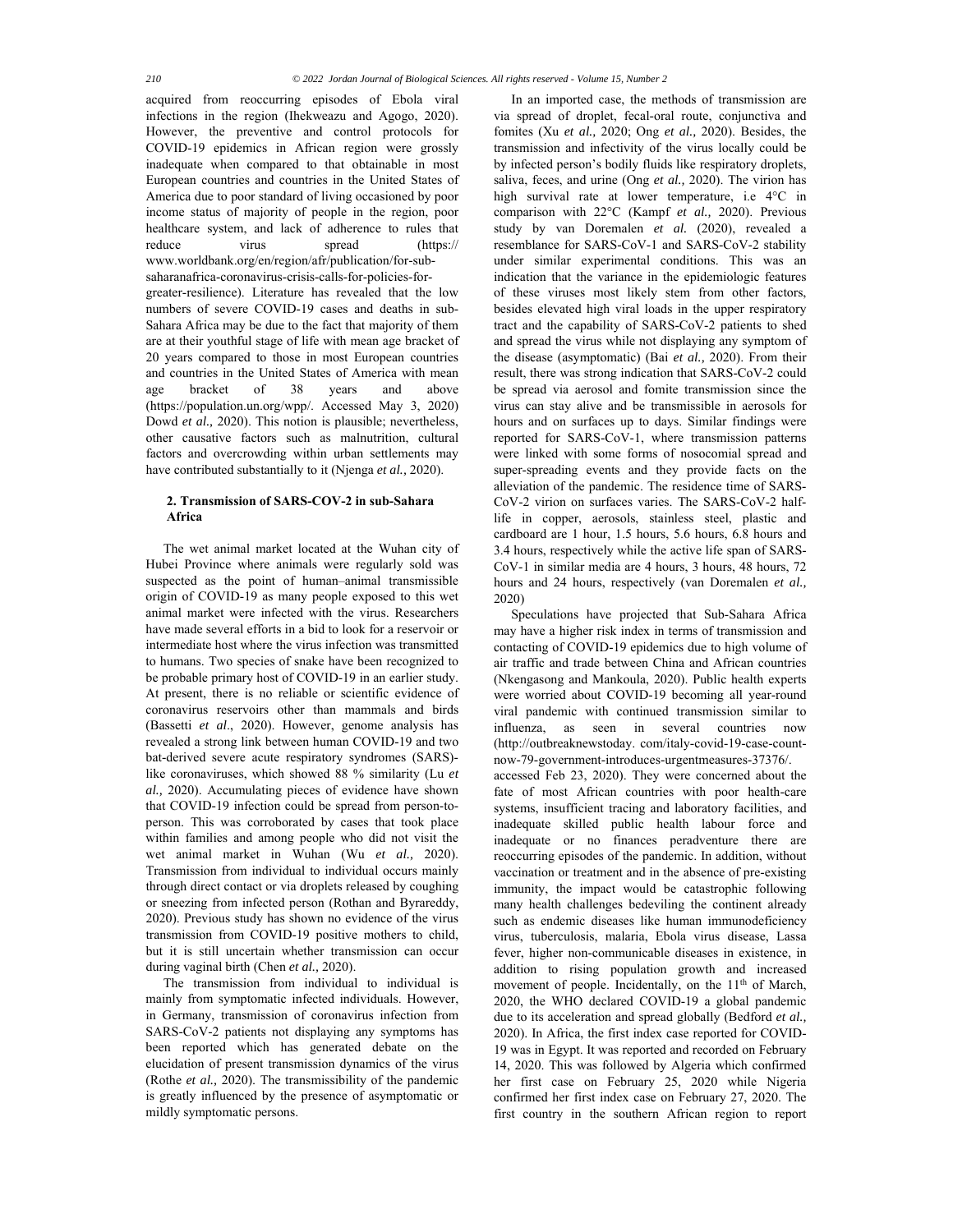acquired from reoccurring episodes of Ebola viral infections in the region (Ihekweazu and Agogo, 2020). However, the preventive and control protocols for COVID-19 epidemics in African region were grossly inadequate when compared to that obtainable in most European countries and countries in the United States of America due to poor standard of living occasioned by poor income status of majority of people in the region, poor healthcare system, and lack of adherence to rules that reduce virus spread (https://www.worldbank.org/en/region/afr/publication/for-sub-saharanafrica-coronavirus-crisis-calls-for-policies-for-greater-resilience). Literature has revealed that the low numbers of severe COVID-19 cases and deaths in sub-Sahara Africa may be due to the fact that majority of them are at their youthful stage of life with mean age bracket of 20 years compared to those in most European countries and countries in the United States of America with mean age bracket of 38 years and above (https://population.un.org/wpp/. Accessed May 3, 2020) Dowd *et al.,* 2020). This notion is plausible; nevertheless, other causative factors such as malnutrition, cultural factors and overcrowding within urban settlements may have contributed substantially to it (Njenga *et al.,* 2020).

## 2. Transmission of SARS-COV-2 in sub-Sahara Africa

The wet animal market located at the Wuhan city of Hubei Province where animals were regularly sold was suspected as the point of human–animal transmissible origin of COVID-19 as many people exposed to this wet animal market were infected with the virus. Researchers have made several efforts in a bid to look for a reservoir or intermediate host where the virus infection was transmitted to humans. Two species of snake have been recognized to be probable primary host of COVID-19 in an earlier study. At present, there is no reliable or scientific evidence of coronavirus reservoirs other than mammals and birds (Bassetti *et al*., 2020). However, genome analysis has revealed a strong link between human COVID-19 and two bat-derived severe acute respiratory syndromes (SARS)-like coronaviruses, which showed 88 % similarity (Lu *et al.,* 2020). Accumulating pieces of evidence have shown that COVID-19 infection could be spread from person-to-person. This was corroborated by cases that took place within families and among people who did not visit the wet animal market in Wuhan (Wu *et al.,* 2020). Transmission from individual to individual occurs mainly through direct contact or via droplets released by coughing or sneezing from infected person (Rothan and Byrareddy, 2020). Previous study has shown no evidence of the virus transmission from COVID-19 positive mothers to child, but it is still uncertain whether transmission can occur during vaginal birth (Chen *et al.,* 2020).

The transmission from individual to individual is mainly from symptomatic infected individuals. However, in Germany, transmission of coronavirus infection from SARS-CoV-2 patients not displaying any symptoms has been reported which has generated debate on the elucidation of present transmission dynamics of the virus (Rothe *et al.,* 2020). The transmissibility of the pandemic is greatly influenced by the presence of asymptomatic or mildly symptomatic persons.

In an imported case, the methods of transmission are via spread of droplet, fecal-oral route, conjunctiva and fomites (Xu *et al.,* 2020; Ong *et al.,* 2020). Besides, the transmission and infectivity of the virus locally could be by infected person's bodily fluids like respiratory droplets, saliva, feces, and urine (Ong *et al.,* 2020). The virion has high survival rate at lower temperature, i.e 4°C in comparison with 22°C (Kampf *et al.,* 2020). Previous study by van Doremalen *et al.* (2020), revealed a resemblance for SARS-CoV-1 and SARS-CoV-2 stability under similar experimental conditions. This was an indication that the variance in the epidemiologic features of these viruses most likely stem from other factors, besides elevated high viral loads in the upper respiratory tract and the capability of SARS-CoV-2 patients to shed and spread the virus while not displaying any symptom of the disease (asymptomatic) (Bai *et al.,* 2020). From their result, there was strong indication that SARS-CoV-2 could be spread via aerosol and fomite transmission since the virus can stay alive and be transmissible in aerosols for hours and on surfaces up to days. Similar findings were reported for SARS-CoV-1, where transmission patterns were linked with some forms of nosocomial spread and super-spreading events and they provide facts on the alleviation of the pandemic. The residence time of SARS-CoV-2 virion on surfaces varies. The SARS-CoV-2 half-life in copper, aerosols, stainless steel, plastic and cardboard are 1 hour, 1.5 hours, 5.6 hours, 6.8 hours and 3.4 hours, respectively while the active life span of SARS-CoV-1 in similar media are 4 hours, 3 hours, 48 hours, 72 hours and 24 hours, respectively (van Doremalen *et al.,* 2020)

Speculations have projected that Sub-Sahara Africa may have a higher risk index in terms of transmission and contacting of COVID-19 epidemics due to high volume of air traffic and trade between China and African countries (Nkengasong and Mankoula, 2020). Public health experts were worried about COVID-19 becoming all year-round viral pandemic with continued transmission similar to influenza, as seen in several countries now (http://outbreaknewstoday. com/italy-covid-19-case-count-now-79-government-introduces-urgentmeasures-37376/. accessed Feb 23, 2020). They were concerned about the fate of most African countries with poor health-care systems, insufficient tracing and laboratory facilities, and inadequate skilled public health labour force and inadequate or no finances peradventure there are reoccurring episodes of the pandemic. In addition, without vaccination or treatment and in the absence of pre-existing immunity, the impact would be catastrophic following many health challenges bedeviling the continent already such as endemic diseases like human immunodeficiency virus, tuberculosis, malaria, Ebola virus disease, Lassa fever, higher non-communicable diseases in existence, in addition to rising population growth and increased movement of people. Incidentally, on the 11th of March, 2020, the WHO declared COVID-19 a global pandemic due to its acceleration and spread globally (Bedford *et al.,* 2020). In Africa, the first index case reported for COVID-19 was in Egypt. It was reported and recorded on February 14, 2020. This was followed by Algeria which confirmed her first case on February 25, 2020 while Nigeria confirmed her first index case on February 27, 2020. The first country in the southern African region to report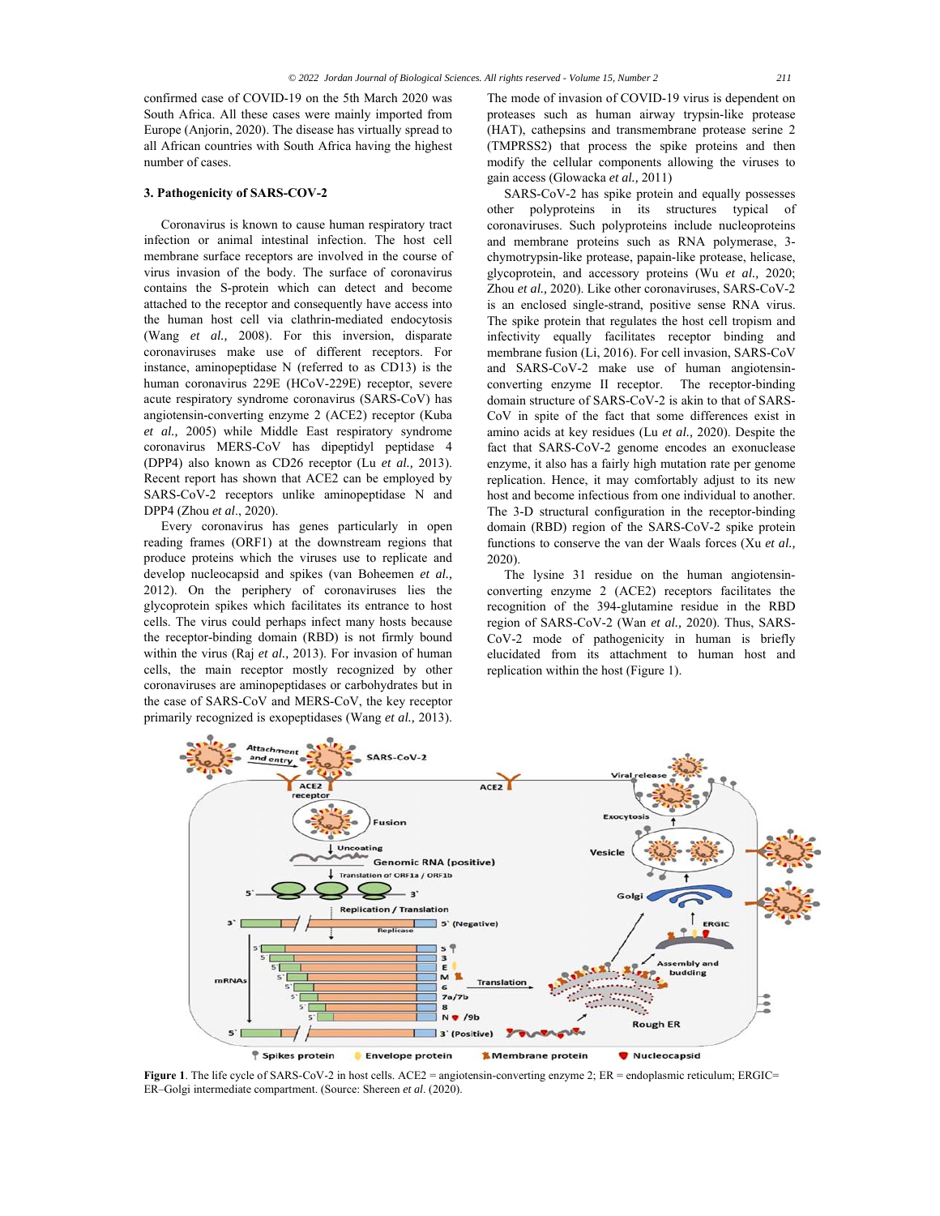confirmed case of COVID-19 on the 5th March 2020 was South Africa. All these cases were mainly imported from Europe (Anjorin, 2020). The disease has virtually spread to all African countries with South Africa having the highest number of cases.

### 3. Pathogenicity of SARS-COV-2

Coronavirus is known to cause human respiratory tract infection or animal intestinal infection. The host cell membrane surface receptors are involved in the course of virus invasion of the body. The surface of coronavirus contains the S-protein which can detect and become attached to the receptor and consequently have access into the human host cell via clathrin-mediated endocytosis (Wang *et al.,* 2008). For this inversion, disparate coronaviruses make use of different receptors. For instance, aminopeptidase N (referred to as CD13) is the human coronavirus 229E (HCoV-229E) receptor, severe acute respiratory syndrome coronavirus (SARS-CoV) has angiotensin-converting enzyme 2 (ACE2) receptor (Kuba *et al.,* 2005) while Middle East respiratory syndrome coronavirus MERS-CoV has dipeptidyl peptidase 4 (DPP4) also known as CD26 receptor (Lu *et al.,* 2013). Recent report has shown that ACE2 can be employed by SARS-CoV-2 receptors unlike aminopeptidase N and DPP4 (Zhou *et al*., 2020).

Every coronavirus has genes particularly in open reading frames (ORF1) at the downstream regions that produce proteins which the viruses use to replicate and develop nucleocapsid and spikes (van Boheemen *et al.,* 2012). On the periphery of coronaviruses lies the glycoprotein spikes which facilitates its entrance to host cells. The virus could perhaps infect many hosts because the receptor-binding domain (RBD) is not firmly bound within the virus (Raj *et al.,* 2013). For invasion of human cells, the main receptor mostly recognized by other coronaviruses are aminopeptidases or carbohydrates but in the case of SARS-CoV and MERS-CoV, the key receptor primarily recognized is exopeptidases (Wang *et al.,* 2013). The mode of invasion of COVID-19 virus is dependent on proteases such as human airway trypsin-like protease (HAT), cathepsins and transmembrane protease serine 2 (TMPRSS2) that process the spike proteins and then modify the cellular components allowing the viruses to gain access (Glowacka *et al.,* 2011)

SARS-CoV-2 has spike protein and equally possesses other polyproteins in its structures typical of coronaviruses. Such polyproteins include nucleoproteins and membrane proteins such as RNA polymerase, 3-chymotrypsin-like protease, papain-like protease, helicase, glycoprotein, and accessory proteins (Wu *et al.,* 2020; Zhou *et al.,* 2020). Like other coronaviruses, SARS-CoV-2 is an enclosed single-strand, positive sense RNA virus. The spike protein that regulates the host cell tropism and infectivity equally facilitates receptor binding and membrane fusion (Li, 2016). For cell invasion, SARS-CoV and SARS-CoV-2 make use of human angiotensin-converting enzyme II receptor. The receptor-binding domain structure of SARS-CoV-2 is akin to that of SARS-CoV in spite of the fact that some differences exist in amino acids at key residues (Lu *et al.,* 2020). Despite the fact that SARS-CoV-2 genome encodes an exonuclease enzyme, it also has a fairly high mutation rate per genome replication. Hence, it may comfortably adjust to its new host and become infectious from one individual to another. The 3-D structural configuration in the receptor-binding domain (RBD) region of the SARS-CoV-2 spike protein functions to conserve the van der Waals forces (Xu *et al.,* 2020).

The lysine 31 residue on the human angiotensin-converting enzyme 2 (ACE2) receptors facilitates the recognition of the 394-glutamine residue in the RBD region of SARS-CoV-2 (Wan *et al.,* 2020). Thus, SARS-CoV-2 mode of pathogenicity in human is briefly elucidated from its attachment to human host and replication within the host (Figure 1).

Attachment and entry
SARS-CoV-2
ACE2 receptor
ACE2
Fusion
Uncoating
Genomic RNA (positive)
Translation of ORF1a / ORF1b
5` 3`
Replication / Translation
3` 5` (Negative)
Replicase
mRNAs
S
3
E
M
6
7a/7b
8
N /9b
5` 3` (Positive)
Translation
Viral release
Exocytosis
Vesicle
Golgi
ERGIC
Assembly and budding
Rough ER
Spikes protein
Envelope protein
Membrane protein
Nucleocapsid

**Figure 1**. The life cycle of SARS-CoV-2 in host cells. ACE2 = angiotensin-converting enzyme 2; ER = endoplasmic reticulum; ERGIC= ER–Golgi intermediate compartment. (Source: Shereen *et al*. (2020).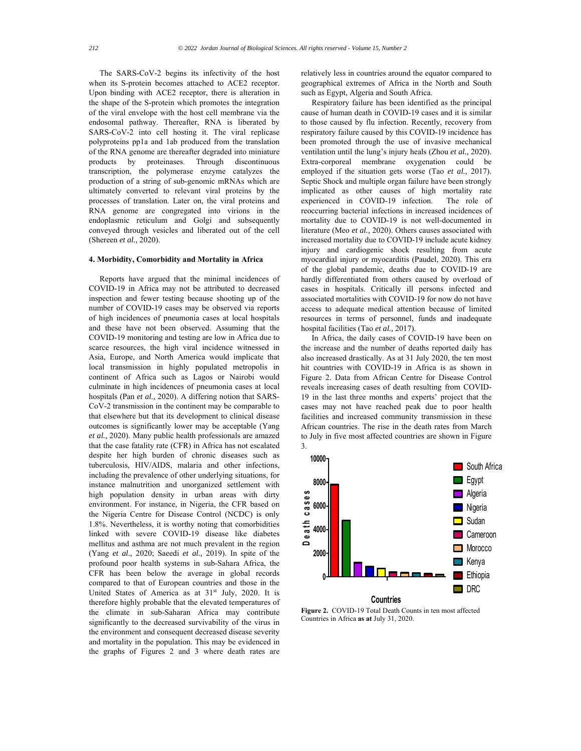The SARS-CoV-2 begins its infectivity of the host when its S-protein becomes attached to ACE2 receptor. Upon binding with ACE2 receptor, there is alteration in the shape of the S-protein which promotes the integration of the viral envelope with the host cell membrane via the endosomal pathway. Thereafter, RNA is liberated by SARS-CoV-2 into cell hosting it. The viral replicase polyproteins pp1a and 1ab produced from the translation of the RNA genome are thereafter degraded into miniature products by proteinases. Through discontinuous transcription, the polymerase enzyme catalyzes the production of a string of sub-genomic mRNAs which are ultimately converted to relevant viral proteins by the processes of translation. Later on, the viral proteins and RNA genome are congregated into virions in the endoplasmic reticulum and Golgi and subsequently conveyed through vesicles and liberated out of the cell (Shereen *et al.,* 2020).

## 4. Morbidity, Comorbidity and Mortality in Africa

Reports have argued that the minimal incidences of COVID-19 in Africa may not be attributed to decreased inspection and fewer testing because shooting up of the number of COVID-19 cases may be observed via reports of high incidences of pneumonia cases at local hospitals and these have not been observed. Assuming that the COVID-19 monitoring and testing are low in Africa due to scarce resources, the high viral incidence witnessed in Asia, Europe, and North America would implicate that local transmission in highly populated metropolis in continent of Africa such as Lagos or Nairobi would culminate in high incidences of pneumonia cases at local hospitals (Pan *et al.,* 2020). A differing notion that SARS-CoV-2 transmission in the continent may be comparable to that elsewhere but that its development to clinical disease outcomes is significantly lower may be acceptable (Yang *et al.,* 2020). Many public health professionals are amazed that the case fatality rate (CFR) in Africa has not escalated despite her high burden of chronic diseases such as tuberculosis, HIV/AIDS, malaria and other infections, including the prevalence of other underlying situations, for instance malnutrition and unorganized settlement with high population density in urban areas with dirty environment. For instance, in Nigeria, the CFR based on the Nigeria Centre for Disease Control (NCDC) is only 1.8%. Nevertheless, it is worthy noting that comorbidities linked with severe COVID-19 disease like diabetes mellitus and asthma are not much prevalent in the region (Yang *et al.,* 2020; Saeedi *et al.,* 2019). In spite of the profound poor health systems in sub-Sahara Africa, the CFR has been below the average in global records compared to that of European countries and those in the United States of America as at 31st July, 2020. It is therefore highly probable that the elevated temperatures of the climate in sub-Saharan Africa may contribute significantly to the decreased survivability of the virus in the environment and consequent decreased disease severity and mortality in the population. This may be evidenced in the graphs of Figures 2 and 3 where death rates are relatively less in countries around the equator compared to geographical extremes of Africa in the North and South such as Egypt, Algeria and South Africa.

Respiratory failure has been identified as the principal cause of human death in COVID-19 cases and it is similar to those caused by flu infection. Recently, recovery from respiratory failure caused by this COVID-19 incidence has been promoted through the use of invasive mechanical ventilation until the lung's injury heals (Zhou *et al.,* 2020). Extra-corporeal membrane oxygenation could be employed if the situation gets worse (Tao *et al.,* 2017). Septic Shock and multiple organ failure have been strongly implicated as other causes of high mortality rate experienced in COVID-19 infection. The role of reoccurring bacterial infections in increased incidences of mortality due to COVID-19 is not well-documented in literature (Meo *et al.,* 2020). Others causes associated with increased mortality due to COVID-19 include acute kidney injury and cardiogenic shock resulting from acute myocardial injury or myocarditis (Paudel, 2020). This era of the global pandemic, deaths due to COVID-19 are hardly differentiated from others caused by overload of cases in hospitals. Critically ill persons infected and associated mortalities with COVID-19 for now do not have access to adequate medical attention because of limited resources in terms of personnel, funds and inadequate hospital facilities (Tao *et al.,* 2017).

In Africa, the daily cases of COVID-19 have been on the increase and the number of deaths reported daily has also increased drastically. As at 31 July 2020, the ten most hit countries with COVID-19 in Africa is as shown in Figure 2. Data from African Centre for Disease Control reveals increasing cases of death resulting from COVID-19 in the last three months and experts' project that the cases may not have reached peak due to poor health facilities and increased community transmission in these African countries. The rise in the death rates from March to July in five most affected countries are shown in Figure 3.

**Figure 2.** COVID-19 Total Death Counts in ten most affected Countries in Africa **as at** July 31, 2020.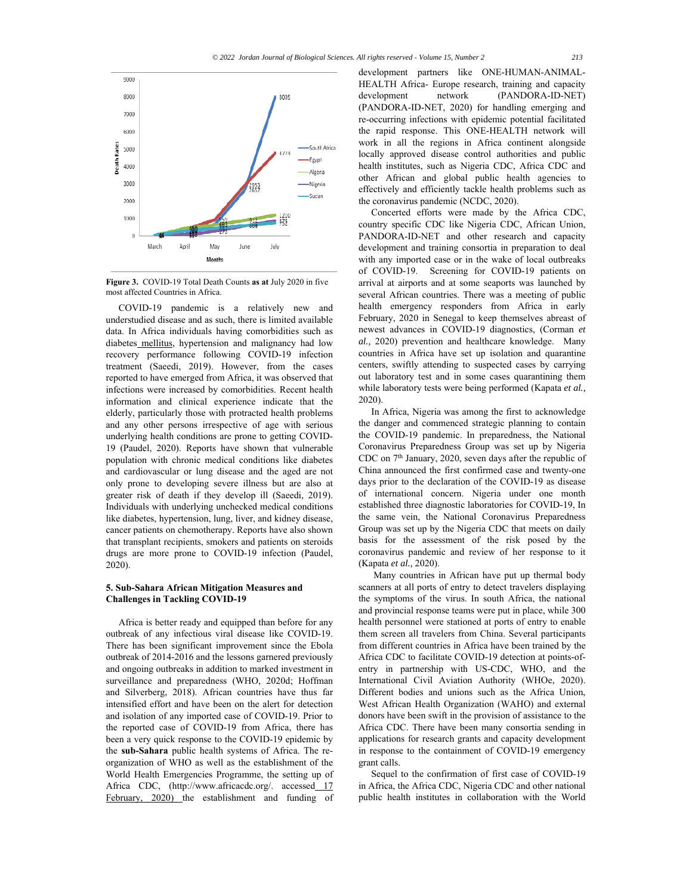9000

8000

7000

6000

5000

4000

3000

2000

1000

0

Death Rates

March April May June July

Months

8005

4774

2953

2657

1210

873

752

South Africa

Egypt

Algeria

Nigeria

Sudan

**Figure 3.** COVID-19 Total Death Counts **as at** July 2020 in five most affected Countries in Africa.

COVID-19 pandemic is a relatively new and understudied disease and as such, there is limited available data. In Africa individuals having comorbidities such as diabetes mellitus, hypertension and malignancy had low recovery performance following COVID-19 infection treatment (Saeedi, 2019). However, from the cases reported to have emerged from Africa, it was observed that infections were increased by comorbidities. Recent health information and clinical experience indicate that the elderly, particularly those with protracted health problems and any other persons irrespective of age with serious underlying health conditions are prone to getting COVID-19 (Paudel, 2020). Reports have shown that vulnerable population with chronic medical conditions like diabetes and cardiovascular or lung disease and the aged are not only prone to developing severe illness but are also at greater risk of death if they develop ill (Saeedi, 2019). Individuals with underlying unchecked medical conditions like diabetes, hypertension, lung, liver, and kidney disease, cancer patients on chemotherapy. Reports have also shown that transplant recipients, smokers and patients on steroids drugs are more prone to COVID-19 infection (Paudel, 2020).

### 5. Sub-Sahara African Mitigation Measures and Challenges in Tackling COVID-19

Africa is better ready and equipped than before for any outbreak of any infectious viral disease like COVID-19. There has been significant improvement since the Ebola outbreak of 2014-2016 and the lessons garnered previously and ongoing outbreaks in addition to marked investment in surveillance and preparedness (WHO, 2020d; Hoffman and Silverberg, 2018). African countries have thus far intensified effort and have been on the alert for detection and isolation of any imported case of COVID-19. Prior to the reported case of COVID-19 from Africa, there has been a very quick response to the COVID-19 epidemic by the **sub-Sahara** public health systems of Africa. The re-organization of WHO as well as the establishment of the World Health Emergencies Programme, the setting up of Africa CDC, (http://www.africacdc.org/. accessed 17 February, 2020) the establishment and funding of development partners like ONE-HUMAN-ANIMAL-HEALTH Africa- Europe research, training and capacity development network (PANDORA-ID-NET) (PANDORA-ID-NET, 2020) for handling emerging and re-occurring infections with epidemic potential facilitated the rapid response. This ONE-HEALTH network will work in all the regions in Africa continent alongside locally approved disease control authorities and public health institutes, such as Nigeria CDC, Africa CDC and other African and global public health agencies to effectively and efficiently tackle health problems such as the coronavirus pandemic (NCDC, 2020).

Concerted efforts were made by the Africa CDC, country specific CDC like Nigeria CDC, African Union, PANDORA-ID-NET and other research and capacity development and training consortia in preparation to deal with any imported case or in the wake of local outbreaks of COVID-19. Screening for COVID-19 patients on arrival at airports and at some seaports was launched by several African countries. There was a meeting of public health emergency responders from Africa in early February, 2020 in Senegal to keep themselves abreast of newest advances in COVID-19 diagnostics, (Corman *et al.,* 2020) prevention and healthcare knowledge. Many countries in Africa have set up isolation and quarantine centers, swiftly attending to suspected cases by carrying out laboratory test and in some cases quarantining them while laboratory tests were being performed (Kapata *et al.,* 2020).

In Africa, Nigeria was among the first to acknowledge the danger and commenced strategic planning to contain the COVID-19 pandemic. In preparedness, the National Coronavirus Preparedness Group was set up by Nigeria CDC on 7th January, 2020, seven days after the republic of China announced the first confirmed case and twenty-one days prior to the declaration of the COVID-19 as disease of international concern. Nigeria under one month established three diagnostic laboratories for COVID-19, In the same vein, the National Coronavirus Preparedness Group was set up by the Nigeria CDC that meets on daily basis for the assessment of the risk posed by the coronavirus pandemic and review of her response to it (Kapata *et al.,* 2020).

Many countries in African have put up thermal body scanners at all ports of entry to detect travelers displaying the symptoms of the virus. In south Africa, the national and provincial response teams were put in place, while 300 health personnel were stationed at ports of entry to enable them screen all travelers from China. Several participants from different countries in Africa have been trained by the Africa CDC to facilitate COVID-19 detection at points-of-entry in partnership with US-CDC, WHO, and the International Civil Aviation Authority (WHOe, 2020). Different bodies and unions such as the Africa Union, West African Health Organization (WAHO) and external donors have been swift in the provision of assistance to the Africa CDC. There have been many consortia sending in applications for research grants and capacity development in response to the containment of COVID-19 emergency grant calls.

Sequel to the confirmation of first case of COVID-19 in Africa, the Africa CDC, Nigeria CDC and other national public health institutes in collaboration with the World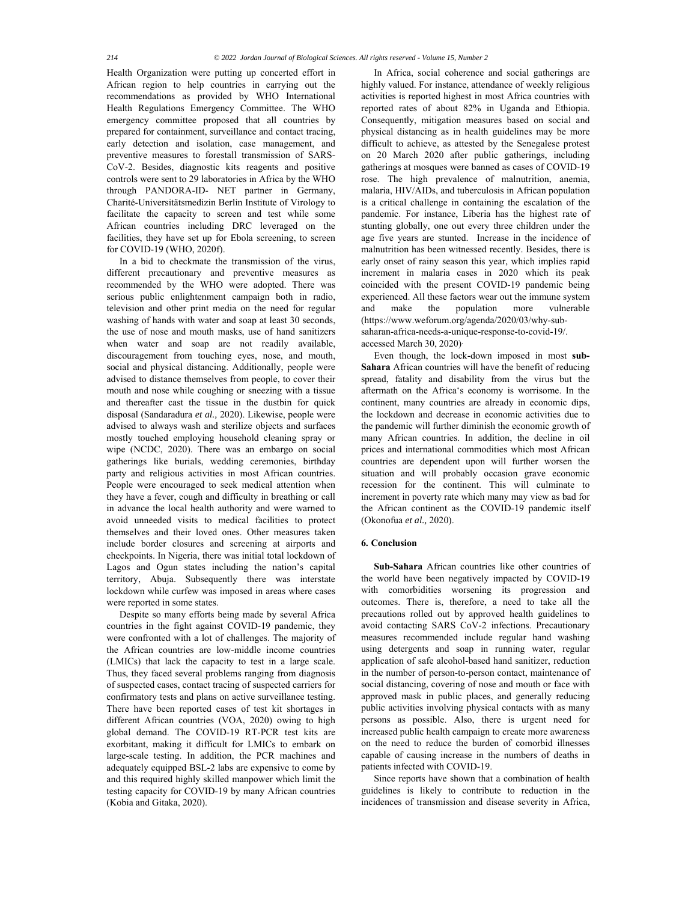Health Organization were putting up concerted effort in African region to help countries in carrying out the recommendations as provided by WHO International Health Regulations Emergency Committee. The WHO emergency committee proposed that all countries by prepared for containment, surveillance and contact tracing, early detection and isolation, case management, and preventive measures to forestall transmission of SARS-CoV-2. Besides, diagnostic kits reagents and positive controls were sent to 29 laboratories in Africa by the WHO through PANDORA-ID- NET partner in Germany, Charité-Universitätsmedizin Berlin Institute of Virology to facilitate the capacity to screen and test while some African countries including DRC leveraged on the facilities, they have set up for Ebola screening, to screen for COVID-19 (WHO, 2020f).

In a bid to checkmate the transmission of the virus, different precautionary and preventive measures as recommended by the WHO were adopted. There was serious public enlightenment campaign both in radio, television and other print media on the need for regular washing of hands with water and soap at least 30 seconds, the use of nose and mouth masks, use of hand sanitizers when water and soap are not readily available, discouragement from touching eyes, nose, and mouth, social and physical distancing. Additionally, people were advised to distance themselves from people, to cover their mouth and nose while coughing or sneezing with a tissue and thereafter cast the tissue in the dustbin for quick disposal (Sandaradura *et al.,* 2020). Likewise, people were advised to always wash and sterilize objects and surfaces mostly touched employing household cleaning spray or wipe (NCDC, 2020). There was an embargo on social gatherings like burials, wedding ceremonies, birthday party and religious activities in most African countries. People were encouraged to seek medical attention when they have a fever, cough and difficulty in breathing or call in advance the local health authority and were warned to avoid unneeded visits to medical facilities to protect themselves and their loved ones. Other measures taken include border closures and screening at airports and checkpoints. In Nigeria, there was initial total lockdown of Lagos and Ogun states including the nation's capital territory, Abuja. Subsequently there was interstate lockdown while curfew was imposed in areas where cases were reported in some states.

Despite so many efforts being made by several Africa countries in the fight against COVID-19 pandemic, they were confronted with a lot of challenges. The majority of the African countries are low-middle income countries (LMICs) that lack the capacity to test in a large scale. Thus, they faced several problems ranging from diagnosis of suspected cases, contact tracing of suspected carriers for confirmatory tests and plans on active surveillance testing. There have been reported cases of test kit shortages in different African countries (VOA, 2020) owing to high global demand. The COVID-19 RT-PCR test kits are exorbitant, making it difficult for LMICs to embark on large-scale testing. In addition, the PCR machines and adequately equipped BSL-2 labs are expensive to come by and this required highly skilled manpower which limit the testing capacity for COVID-19 by many African countries (Kobia and Gitaka, 2020).

In Africa, social coherence and social gatherings are highly valued. For instance, attendance of weekly religious activities is reported highest in most Africa countries with reported rates of about 82% in Uganda and Ethiopia. Consequently, mitigation measures based on social and physical distancing as in health guidelines may be more difficult to achieve, as attested by the Senegalese protest on 20 March 2020 after public gatherings, including gatherings at mosques were banned as cases of COVID-19 rose. The high prevalence of malnutrition, anemia, malaria, HIV/AIDs, and tuberculosis in African population is a critical challenge in containing the escalation of the pandemic. For instance, Liberia has the highest rate of stunting globally, one out every three children under the age five years are stunted. Increase in the incidence of malnutrition has been witnessed recently. Besides, there is early onset of rainy season this year, which implies rapid increment in malaria cases in 2020 which its peak coincided with the present COVID-19 pandemic being experienced. All these factors wear out the immune system and make the population more vulnerable (https://www.weforum.org/agenda/2020/03/why-sub-saharan-africa-needs-a-unique-response-to-covid-19/. accessed March 30, 2020).

Even though, the lock-down imposed in most **sub-Sahara** African countries will have the benefit of reducing spread, fatality and disability from the virus but the aftermath on the Africa's economy is worrisome. In the continent, many countries are already in economic dips, the lockdown and decrease in economic activities due to the pandemic will further diminish the economic growth of many African countries. In addition, the decline in oil prices and international commodities which most African countries are dependent upon will further worsen the situation and will probably occasion grave economic recession for the continent. This will culminate to increment in poverty rate which many may view as bad for the African continent as the COVID-19 pandemic itself (Okonofua *et al.,* 2020).

## 6. Conclusion

**Sub-Sahara** African countries like other countries of the world have been negatively impacted by COVID-19 with comorbidities worsening its progression and outcomes. There is, therefore, a need to take all the precautions rolled out by approved health guidelines to avoid contacting SARS CoV-2 infections. Precautionary measures recommended include regular hand washing using detergents and soap in running water, regular application of safe alcohol-based hand sanitizer, reduction in the number of person-to-person contact, maintenance of social distancing, covering of nose and mouth or face with approved mask in public places, and generally reducing public activities involving physical contacts with as many persons as possible. Also, there is urgent need for increased public health campaign to create more awareness on the need to reduce the burden of comorbid illnesses capable of causing increase in the numbers of deaths in patients infected with COVID-19.

Since reports have shown that a combination of health guidelines is likely to contribute to reduction in the incidences of transmission and disease severity in Africa,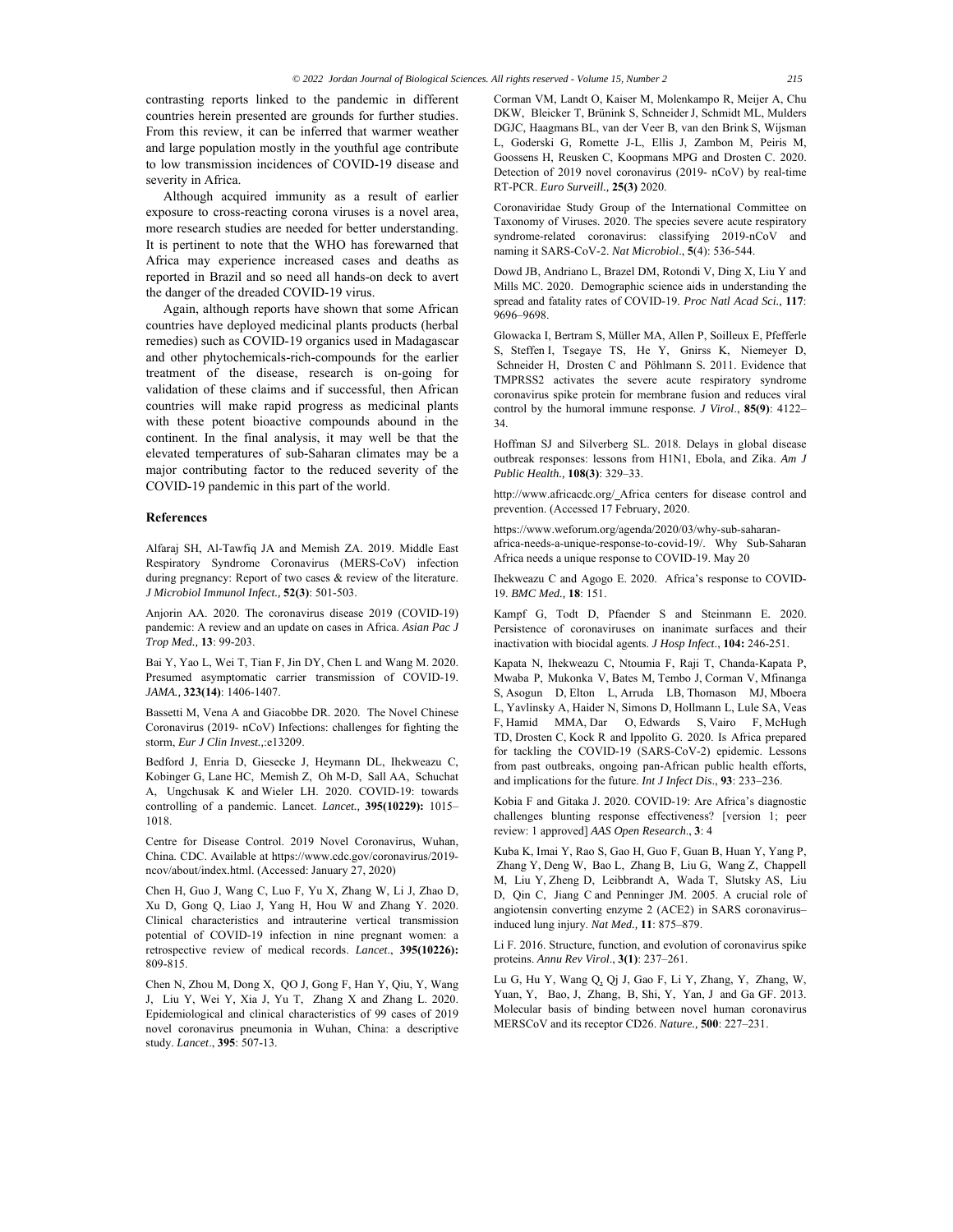contrasting reports linked to the pandemic in different countries herein presented are grounds for further studies. From this review, it can be inferred that warmer weather and large population mostly in the youthful age contribute to low transmission incidences of COVID-19 disease and severity in Africa.

Although acquired immunity as a result of earlier exposure to cross-reacting corona viruses is a novel area, more research studies are needed for better understanding. It is pertinent to note that the WHO has forewarned that Africa may experience increased cases and deaths as reported in Brazil and so need all hands-on deck to avert the danger of the dreaded COVID-19 virus.

Again, although reports have shown that some African countries have deployed medicinal plants products (herbal remedies) such as COVID-19 organics used in Madagascar and other phytochemicals-rich-compounds for the earlier treatment of the disease, research is on-going for validation of these claims and if successful, then African countries will make rapid progress as medicinal plants with these potent bioactive compounds abound in the continent. In the final analysis, it may well be that the elevated temperatures of sub-Saharan climates may be a major contributing factor to the reduced severity of the COVID-19 pandemic in this part of the world.

## References

Alfaraj SH, Al-Tawfiq JA and Memish ZA. 2019. Middle East Respiratory Syndrome Coronavirus (MERS-CoV) infection during pregnancy: Report of two cases & review of the literature. *J Microbiol Immunol Infect.,* **52(3)**: 501-503.

Anjorin AA. 2020. The coronavirus disease 2019 (COVID-19) pandemic: A review and an update on cases in Africa. *Asian Pac J Trop Med.,* **13**: 99-203.

Bai Y, Yao L, Wei T, Tian F, Jin DY, Chen L and Wang M. 2020. Presumed asymptomatic carrier transmission of COVID-19. *JAMA.,* **323(14)**: 1406-1407.

Bassetti M, Vena A and Giacobbe DR. 2020. The Novel Chinese Coronavirus (2019- nCoV) Infections: challenges for fighting the storm, *Eur J Clin Invest.,*:e13209.

Bedford J, Enria D, Giesecke J, Heymann DL, Ihekweazu C, Kobinger G, Lane HC, Memish Z, Oh M-D, Sall AA, Schuchat A, Ungchusak K and Wieler LH. 2020. COVID-19: towards controlling of a pandemic. Lancet. *Lancet.,* **395(10229):** 1015–1018.

Centre for Disease Control. 2019 Novel Coronavirus, Wuhan, China. CDC. Available at https://www.cdc.gov/coronavirus/2019-ncov/about/index.html. (Accessed: January 27, 2020)

Chen H, Guo J, Wang C, Luo F, Yu X, Zhang W, Li J, Zhao D, Xu D, Gong Q, Liao J, Yang H, Hou W and Zhang Y. 2020. Clinical characteristics and intrauterine vertical transmission potential of COVID-19 infection in nine pregnant women: a retrospective review of medical records. *Lancet.*, **395(10226):** 809-815.

Chen N, Zhou M, Dong X, QO J, Gong F, Han Y, Qiu, Y, Wang J, Liu Y, Wei Y, Xia J, Yu T, Zhang X and Zhang L. 2020. Epidemiological and clinical characteristics of 99 cases of 2019 novel coronavirus pneumonia in Wuhan, China: a descriptive study. *Lancet*., **395**: 507-13.

Corman VM, Landt O, Kaiser M, Molenkampo R, Meijer A, Chu DKW, Bleicker T, Brünink S, Schneider J, Schmidt ML, Mulders DGJC, Haagmans BL, van der Veer B, van den Brink S, Wijsman L, Goderski G, Romette J-L, Ellis J, Zambon M, Peiris M, Goossens H, Reusken C, Koopmans MPG and Drosten C. 2020. Detection of 2019 novel coronavirus (2019- nCoV) by real-time RT-PCR. *Euro Surveill.,* **25(3)** 2020.

Coronaviridae Study Group of the International Committee on Taxonomy of Viruses. 2020. The species severe acute respiratory syndrome-related coronavirus: classifying 2019-nCoV and naming it SARS-CoV-2. *Nat Microbiol*., **5**(4): 536-544.

Dowd JB, Andriano L, Brazel DM, Rotondi V, Ding X, Liu Y and Mills MC. 2020. Demographic science aids in understanding the spread and fatality rates of COVID-19. *Proc Natl Acad Sci.,* **117**: 9696–9698.

Glowacka I, Bertram S, Müller MA, Allen P, Soilleux E, Pfefferle S, Steffen I, Tsegaye TS, He Y, Gnirss K, Niemeyer D, Schneider H, Drosten C and Pöhlmann S. 2011. Evidence that TMPRSS2 activates the severe acute respiratory syndrome coronavirus spike protein for membrane fusion and reduces viral control by the humoral immune response. *J Virol*., **85(9)**: 4122–34.

Hoffman SJ and Silverberg SL. 2018. Delays in global disease outbreak responses: lessons from H1N1, Ebola, and Zika. *Am J Public Health.,* **108(3)**: 329–33.

http://www.africacdc.org/_Africa centers for disease control and prevention. (Accessed 17 February, 2020.

https://www.weforum.org/agenda/2020/03/why-sub-saharan-africa-needs-a-unique-response-to-covid-19/. Why Sub-Saharan Africa needs a unique response to COVID-19. May 20

Ihekweazu C and Agogo E. 2020. Africa's response to COVID-19. *BMC Med.,* **18**: 151.

Kampf G, Todt D, Pfaender S and Steinmann E. 2020. Persistence of coronaviruses on inanimate surfaces and their inactivation with biocidal agents. *J Hosp Infect*., **104:** 246-251.

Kapata N, Ihekweazu C, Ntoumia F, Raji T, Chanda-Kapata P, Mwaba P, Mukonka V, Bates M, Tembo J, Corman V, Mfinanga S, Asogun D, Elton L, Arruda LB, Thomason MJ, Mboera L, Yavlinsky A, Haider N, Simons D, Hollmann L, Lule SA, Veas F, Hamid MMA, Dar O, Edwards S, Vairo F, McHugh TD, Drosten C, Kock R and Ippolito G. 2020. Is Africa prepared for tackling the COVID-19 (SARS-CoV-2) epidemic. Lessons from past outbreaks, ongoing pan-African public health efforts, and implications for the future. *Int J Infect Dis*., **93**: 233–236.

Kobia F and Gitaka J. 2020. COVID-19: Are Africa's diagnostic challenges blunting response effectiveness? [version 1; peer review: 1 approved] *AAS Open Research*., **3**: 4

Kuba K, Imai Y, Rao S, Gao H, Guo F, Guan B, Huan Y, Yang P, Zhang Y, Deng W, Bao L, Zhang B, Liu G, Wang Z, Chappell M, Liu Y, Zheng D, Leibbrandt A, Wada T, Slutsky AS, Liu D, Qin C, Jiang C and Penninger JM. 2005. A crucial role of angiotensin converting enzyme 2 (ACE2) in SARS coronavirus–induced lung injury. *Nat Med.,* **11**: 875–879.

Li F. 2016. Structure, function, and evolution of coronavirus spike proteins. *Annu Rev Virol*., **3(1)**: 237–261.

Lu G, Hu Y, Wang Q, Qj J, Gao F, Li Y, Zhang, Y, Zhang, W, Yuan, Y, Bao, J, Zhang, B, Shi, Y, Yan, J and Ga GF. 2013. Molecular basis of binding between novel human coronavirus MERSCoV and its receptor CD26. *Nature.,* **500**: 227–231.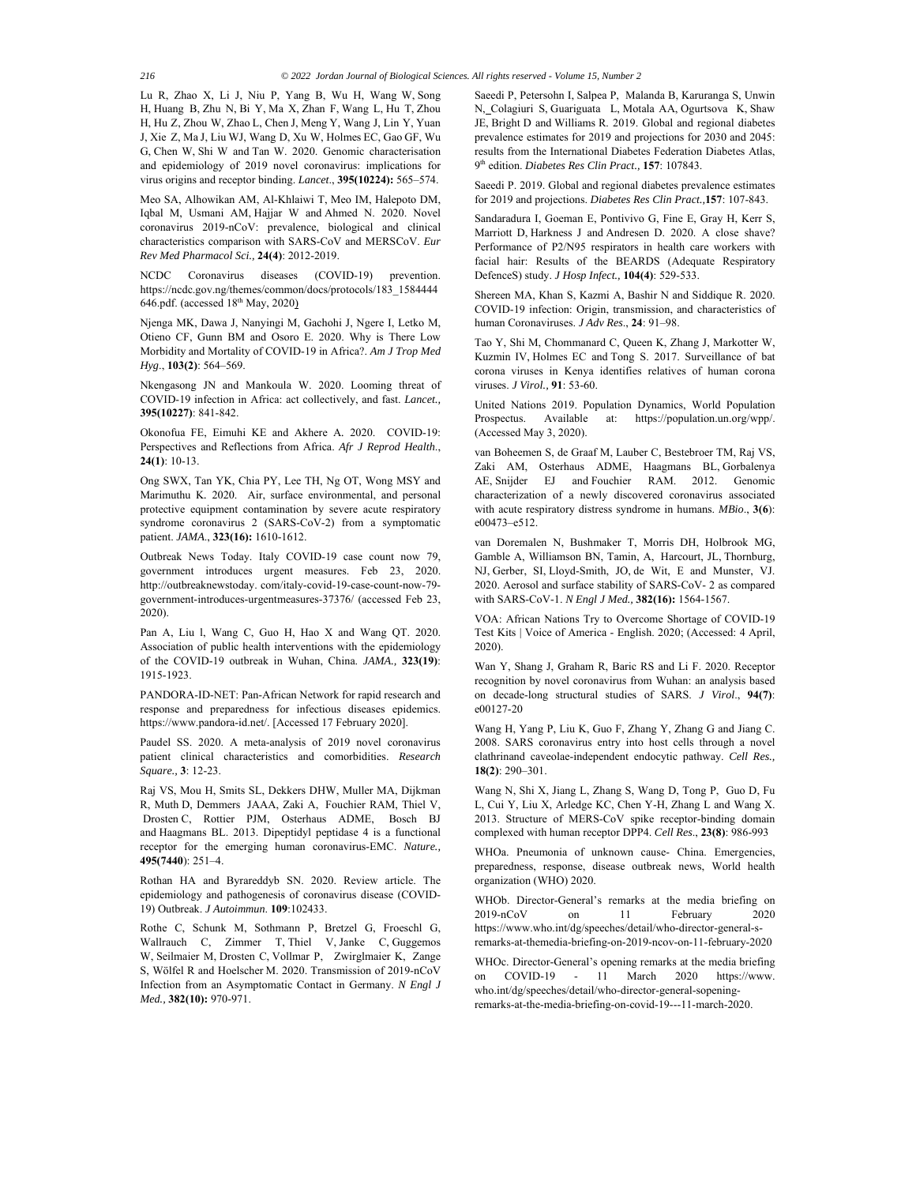Lu R, Zhao X, Li J, Niu P, Yang B, Wu H, Wang W, Song H, Huang B, Zhu N, Bi Y, Ma X, Zhan F, Wang L, Hu T, Zhou H, Hu Z, Zhou W, Zhao L, Chen J, Meng Y, Wang J, Lin Y, Yuan J, Xie Z, Ma J, Liu WJ, Wang D, Xu W, Holmes EC, Gao GF, Wu G, Chen W, Shi W and Tan W. 2020. Genomic characterisation and epidemiology of 2019 novel coronavirus: implications for virus origins and receptor binding. *Lancet.*, **395(10224):** 565–574.

Meo SA, Alhowikan AM, Al-Khlaiwi T, Meo IM, Halepoto DM, Iqbal M, Usmani AM, Hajjar W and Ahmed N. 2020. Novel coronavirus 2019-nCoV: prevalence, biological and clinical characteristics comparison with SARS-CoV and MERSCoV. *Eur Rev Med Pharmacol Sci.,* **24(4)**: 2012-2019.

NCDC Coronavirus diseases (COVID-19) prevention. https://ncdc.gov.ng/themes/common/docs/protocols/183_1584444646.pdf. (accessed 18th May, 2020)

Njenga MK, Dawa J, Nanyingi M, Gachohi J, Ngere I, Letko M, Otieno CF, Gunn BM and Osoro E. 2020. Why is There Low Morbidity and Mortality of COVID-19 in Africa?. *Am J Trop Med Hyg*., **103(2)**: 564–569.

Nkengasong JN and Mankoula W. 2020. Looming threat of COVID-19 infection in Africa: act collectively, and fast. *Lancet.,* **395(10227)**: 841-842.

Okonofua FE, Eimuhi KE and Akhere A. 2020. COVID-19: Perspectives and Reflections from Africa. *Afr J Reprod Health.*, **24(1)**: 10-13.

Ong SWX, Tan YK, Chia PY, Lee TH, Ng OT, Wong MSY and Marimuthu K. 2020. Air, surface environmental, and personal protective equipment contamination by severe acute respiratory syndrome coronavirus 2 (SARS-CoV-2) from a symptomatic patient. *JAMA*., **323(16):** 1610-1612.

Outbreak News Today. Italy COVID-19 case count now 79, government introduces urgent measures. Feb 23, 2020. http://outbreaknewstoday. com/italy-covid-19-case-count-now-79-government-introduces-urgentmeasures-37376/ (accessed Feb 23, 2020).

Pan A, Liu l, Wang C, Guo H, Hao X and Wang QT. 2020. Association of public health interventions with the epidemiology of the COVID-19 outbreak in Wuhan, China. *JAMA.,* **323(19)**: 1915-1923.

PANDORA-ID-NET: Pan-African Network for rapid research and response and preparedness for infectious diseases epidemics. https://www.pandora-id.net/. [Accessed 17 February 2020].

Paudel SS. 2020. A meta-analysis of 2019 novel coronavirus patient clinical characteristics and comorbidities. *Research Square.*, **3**: 12-23.

Raj VS, Mou H, Smits SL, Dekkers DHW, Muller MA, Dijkman R, Muth D, Demmers JAAA, Zaki A, Fouchier RAM, Thiel V, Drosten C, Rottier PJM, Osterhaus ADME, Bosch BJ and Haagmans BL. 2013. Dipeptidyl peptidase 4 is a functional receptor for the emerging human coronavirus-EMC. *Nature.,* **495(7440**): 251–4.

Rothan HA and Byrareddyb SN. 2020. Review article. The epidemiology and pathogenesis of coronavirus disease (COVID-19) Outbreak. *J Autoimmun*. **109**:102433.

Rothe C, Schunk M, Sothmann P, Bretzel G, Froeschl G, Wallrauch C, Zimmer T, Thiel V, Janke C, Guggemos W, Seilmaier M, Drosten C, Vollmar P, Zwirglmaier K, Zange S, Wölfel R and Hoelscher M. 2020. Transmission of 2019-nCoV Infection from an Asymptomatic Contact in Germany. *N Engl J Med.,* **382(10):** 970-971.

Saeedi P, Petersohn I, Salpea P, Malanda B, Karuranga S, Unwin N, Colagiuri S, Guariguata L, Motala AA, Ogurtsova K, Shaw JE, Bright D and Williams R. 2019. Global and regional diabetes prevalence estimates for 2019 and projections for 2030 and 2045: results from the International Diabetes Federation Diabetes Atlas, 9th edition. *Diabetes Res Clin Pract.,* **157**: 107843.

Saeedi P. 2019. Global and regional diabetes prevalence estimates for 2019 and projections. *Diabetes Res Clin Pract.,***157**: 107-843.

Sandaradura I, Goeman E, Pontivivo G, Fine E, Gray H, Kerr S, Marriott D, Harkness J and Andresen D. 2020. A close shave? Performance of P2/N95 respirators in health care workers with facial hair: Results of the BEARDS (Adequate Respiratory DefenceS) study. *J Hosp Infect.,* **104(4)**: 529-533.

Shereen MA, Khan S, Kazmi A, Bashir N and Siddique R. 2020. COVID-19 infection: Origin, transmission, and characteristics of human Coronaviruses. *J Adv Res*., **24**: 91–98.

Tao Y, Shi M, Chommanard C, Queen K, Zhang J, Markotter W, Kuzmin IV, Holmes EC and Tong S. 2017. Surveillance of bat corona viruses in Kenya identifies relatives of human corona viruses. *J Virol.*, **91**: 53-60.

United Nations 2019. Population Dynamics, World Population Prospectus. Available at: https://population.un.org/wpp/. (Accessed May 3, 2020).

van Boheemen S, de Graaf M, Lauber C, Bestebroer TM, Raj VS, Zaki AM, Osterhaus ADME, Haagmans BL, Gorbalenya AE, Snijder EJ and Fouchier RAM. 2012. Genomic characterization of a newly discovered coronavirus associated with acute respiratory distress syndrome in humans. *MBio*., **3(6)**: e00473–e512.

van Doremalen N, Bushmaker T, Morris DH, Holbrook MG, Gamble A, Williamson BN, Tamin, A, Harcourt, JL, Thornburg, NJ, Gerber, SI, Lloyd-Smith, JO, de Wit, E and Munster, VJ. 2020. Aerosol and surface stability of SARS-CoV- 2 as compared with SARS-CoV-1. *N Engl J Med.,* **382(16):** 1564-1567.

VOA: African Nations Try to Overcome Shortage of COVID-19 Test Kits | Voice of America - English. 2020; (Accessed: 4 April, 2020).

Wan Y, Shang J, Graham R, Baric RS and Li F. 2020. Receptor recognition by novel coronavirus from Wuhan: an analysis based on decade-long structural studies of SARS. *J Virol*., **94(7)**: e00127-20

Wang H, Yang P, Liu K, Guo F, Zhang Y, Zhang G and Jiang C. 2008. SARS coronavirus entry into host cells through a novel clathrinand caveolae-independent endocytic pathway. *Cell Res.,* **18(2)**: 290–301.

Wang N, Shi X, Jiang L, Zhang S, Wang D, Tong P, Guo D, Fu L, Cui Y, Liu X, Arledge KC, Chen Y-H, Zhang L and Wang X. 2013. Structure of MERS-CoV spike receptor-binding domain complexed with human receptor DPP4. *Cell Res*., **23(8)**: 986-993

WHOa. Pneumonia of unknown cause- China. Emergencies, preparedness, response, disease outbreak news, World health organization (WHO) 2020.

WHOb. Director-General's remarks at the media briefing on 2019-nCoV on 11 February 2020 https://www.who.int/dg/speeches/detail/who-director-general-s-remarks-at-themedia-briefing-on-2019-ncov-on-11-february-2020

WHOc. Director-General's opening remarks at the media briefing on COVID-19 - 11 March 2020 https://www. who.int/dg/speeches/detail/who-director-general-sopening-remarks-at-the-media-briefing-on-covid-19---11-march-2020.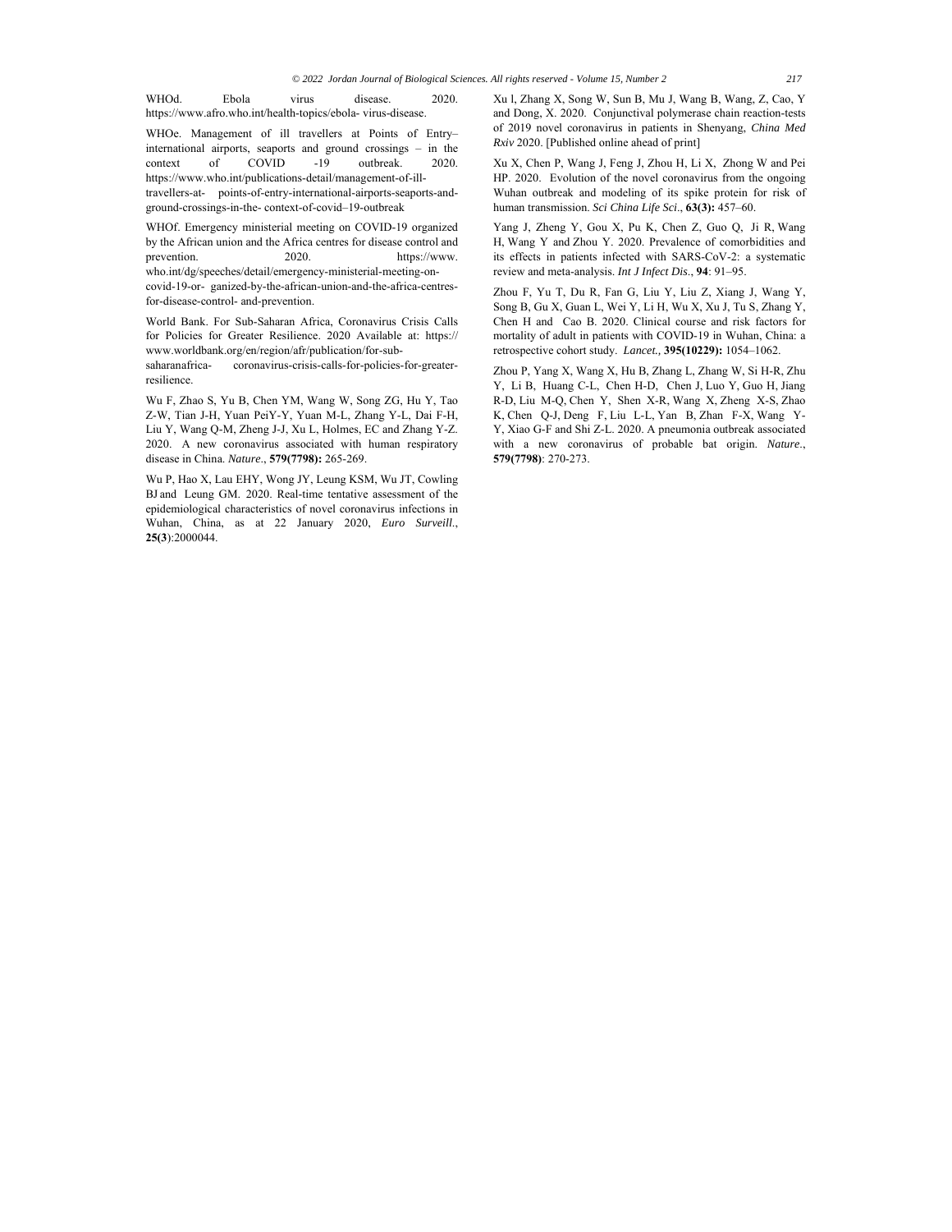WHOd. Ebola virus disease. 2020. https://www.afro.who.int/health-topics/ebola- virus-disease.

WHOe. Management of ill travellers at Points of Entry– international airports, seaports and ground crossings – in the context of COVID -19 outbreak. 2020. https://www.who.int/publications-detail/management-of-ill-travellers-at- points-of-entry-international-airports-seaports-and-ground-crossings-in-the- context-of-covid–19-outbreak

WHOf. Emergency ministerial meeting on COVID-19 organized by the African union and the Africa centres for disease control and prevention. 2020. https://www.who.int/dg/speeches/detail/emergency-ministerial-meeting-on-covid-19-or- ganized-by-the-african-union-and-the-africa-centres-for-disease-control- and-prevention.

World Bank. For Sub-Saharan Africa, Coronavirus Crisis Calls for Policies for Greater Resilience. 2020 Available at: https://www.worldbank.org/en/region/afr/publication/for-sub-saharanafrica- coronavirus-crisis-calls-for-policies-for-greater-resilience.

Wu F, Zhao S, Yu B, Chen YM, Wang W, Song ZG, Hu Y, Tao Z-W, Tian J-H, Yuan PeiY-Y, Yuan M-L, Zhang Y-L, Dai F-H, Liu Y, Wang Q-M, Zheng J-J, Xu L, Holmes, EC and Zhang Y-Z. 2020. A new coronavirus associated with human respiratory disease in China. *Nature*., **579(7798):** 265-269.

Wu P, Hao X, Lau EHY, Wong JY, Leung KSM, Wu JT, Cowling BJ and Leung GM. 2020. Real-time tentative assessment of the epidemiological characteristics of novel coronavirus infections in Wuhan, China, as at 22 January 2020, *Euro Surveill.*, **25(3)**:2000044.

Xu l, Zhang X, Song W, Sun B, Mu J, Wang B, Wang, Z, Cao, Y and Dong, X. 2020. Conjunctival polymerase chain reaction-tests of 2019 novel coronavirus in patients in Shenyang, *China Med Rxiv* 2020. [Published online ahead of print]

Xu X, Chen P, Wang J, Feng J, Zhou H, Li X, Zhong W and Pei HP. 2020. Evolution of the novel coronavirus from the ongoing Wuhan outbreak and modeling of its spike protein for risk of human transmission. *Sci China Life Sci*., **63(3):** 457–60.

Yang J, Zheng Y, Gou X, Pu K, Chen Z, Guo Q, Ji R, Wang H, Wang Y and Zhou Y. 2020. Prevalence of comorbidities and its effects in patients infected with SARS-CoV-2: a systematic review and meta-analysis. *Int J Infect Dis*., **94**: 91–95.

Zhou F, Yu T, Du R, Fan G, Liu Y, Liu Z, Xiang J, Wang Y, Song B, Gu X, Guan L, Wei Y, Li H, Wu X, Xu J, Tu S, Zhang Y, Chen H and Cao B. 2020. Clinical course and risk factors for mortality of adult in patients with COVID-19 in Wuhan, China: a retrospective cohort study. *Lancet.,* **395(10229):** 1054–1062.

Zhou P, Yang X, Wang X, Hu B, Zhang L, Zhang W, Si H-R, Zhu Y, Li B, Huang C-L, Chen H-D, Chen J, Luo Y, Guo H, Jiang R-D, Liu M-Q, Chen Y, Shen X-R, Wang X, Zheng X-S, Zhao K, Chen Q-J, Deng F, Liu L-L, Yan B, Zhan F-X, Wang Y-Y, Xiao G-F and Shi Z-L. 2020. A pneumonia outbreak associated with a new coronavirus of probable bat origin. *Nature*., **579(7798)**: 270-273.